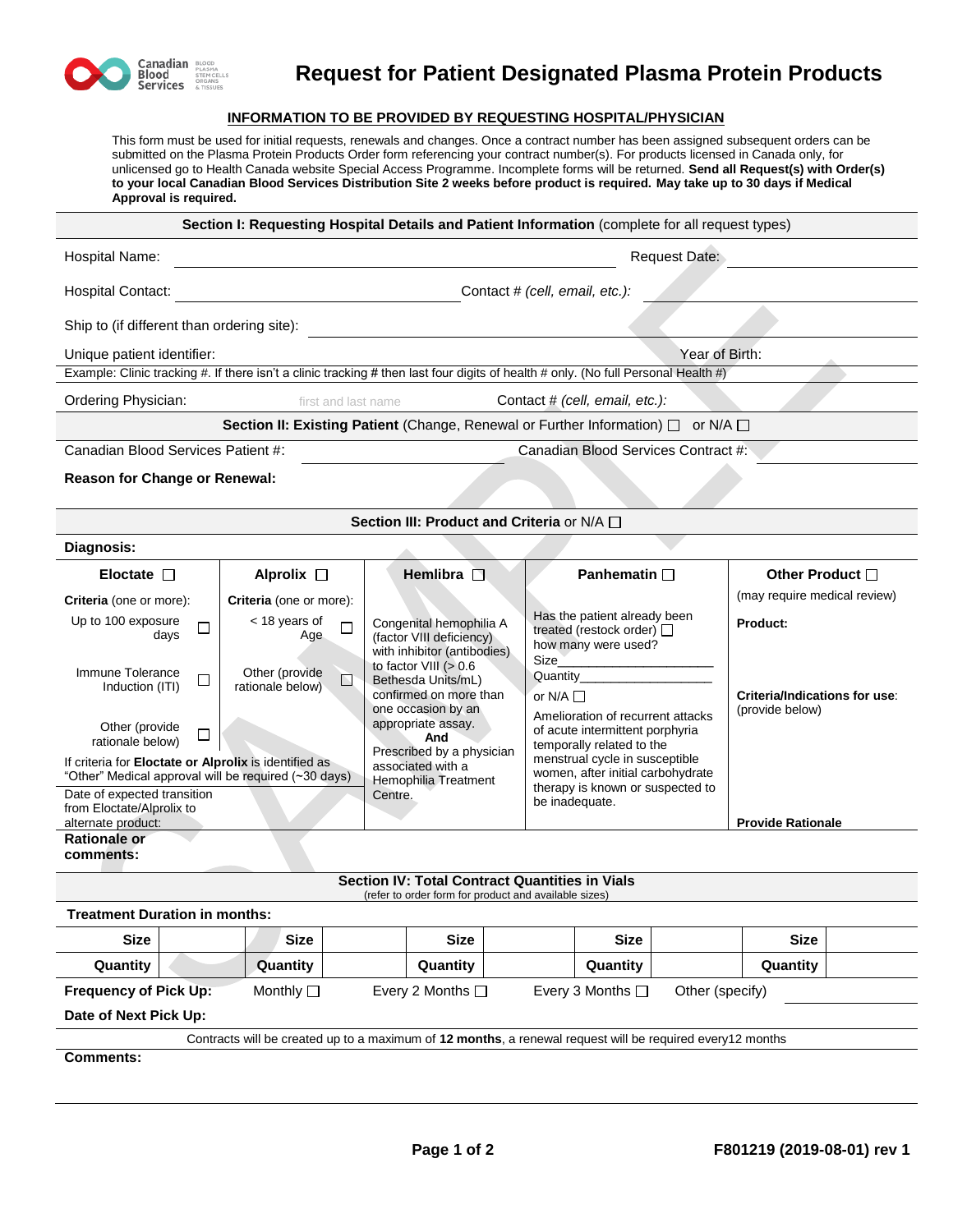# Request for Patient Designated Plasma Protein Products

**INFORMATION TO BE PROVIDED BY REQUESTING HOSPITAL/PHYSICIAN**

This form must be used for initial requests, renewals and changes. Once a contract number has been assigned subsequent orders can be submitted on the Plasma Protein Products Order form referencing your contract number(s). For products licensed in Canada only, for unlicensed go to Health Canada website Special Access Programme. Incomplete forms will be returned. **Send all Request(s) with Order(s) to your local Canadian Blood Services Distribution Site 2 weeks before product is required. May take up to 30 days if Medical Approval is required.**

## Section I: Requesting Hospital Details and Patient Information (complete for all request types)

Hospital Name: ______________________ Request Date: ______________

Hospital Contact: ______________________ Contact # *(cell, email, etc.)*: ______________

Ship to (if different than ordering site): ______________________

Unique patient identifier: ______________ Year of Birth: ______

Example: Clinic tracking #. If there isn't a clinic tracking # then last four digits of health # only. (No full Personal Health #)

Ordering Physician: first and last name Contact # *(cell, email, etc.)*:

## Section II: Existing Patient (Change, Renewal or Further Information) ☐ or N/A ☐

Canadian Blood Services Patient #: ______________ Canadian Blood Services Contract #: ______________

**Reason for Change or Renewal:**

## Section III: Product and Criteria or N/A ☐

**Diagnosis:**

| Eloctate ☐ | Alprolix ☐ | Hemlibra ☐ | Panhematin ☐ | Other Product ☐ |
|---|---|---|---|---|
| **Criteria** (one or more):<br>Up to 100 exposure days ☐<br>Immune Tolerance Induction (ITI) ☐<br>Other (provide rationale below) ☐ | **Criteria** (one or more):<br>< 18 years of Age ☐<br>Other (provide rationale below) ☐ | Congenital hemophilia A (factor VIII deficiency) with inhibitor (antibodies) to factor VIII (> 0.6 Bethesda Units/mL) confirmed on more than one occasion by an appropriate assay.<br>**And**<br>Prescribed by a physician associated with a Hemophilia Treatment Centre. | Has the patient already been treated (restock order) ☐ how many were used?<br>Size__________<br>Quantity__________<br>or N/A ☐<br>Amelioration of recurrent attacks of acute intermittent porphyria temporally related to the menstrual cycle in susceptible women, after initial carbohydrate therapy is known or suspected to be inadequate. | (may require medical review)<br>**Product:**<br>**Criteria/Indications for use**: (provide below) |
| If criteria for **Eloctate or Alprolix** is identified as "Other" Medical approval will be required (~30 days) | | | | |
| Date of expected transition from Eloctate/Alprolix to alternate product: | | | | **Provide Rationale** |

**Rationale or comments:**

## Section IV: Total Contract Quantities in Vials

(refer to order form for product and available sizes)

**Treatment Duration in months:**

| **Size** | | **Size** | | **Size** | | **Size** | | **Size** | |
|---|---|---|---|---|---|---|---|---|---|
| **Quantity** | | **Quantity** | | **Quantity** | | **Quantity** | | **Quantity** | |

**Frequency of Pick Up:** Monthly ☐ Every 2 Months ☐ Every 3 Months ☐ Other (specify) ______________

**Date of Next Pick Up:**

Contracts will be created up to a maximum of **12 months**, a renewal request will be required every12 months

**Comments:**

F801219 (2019-08-01) rev 1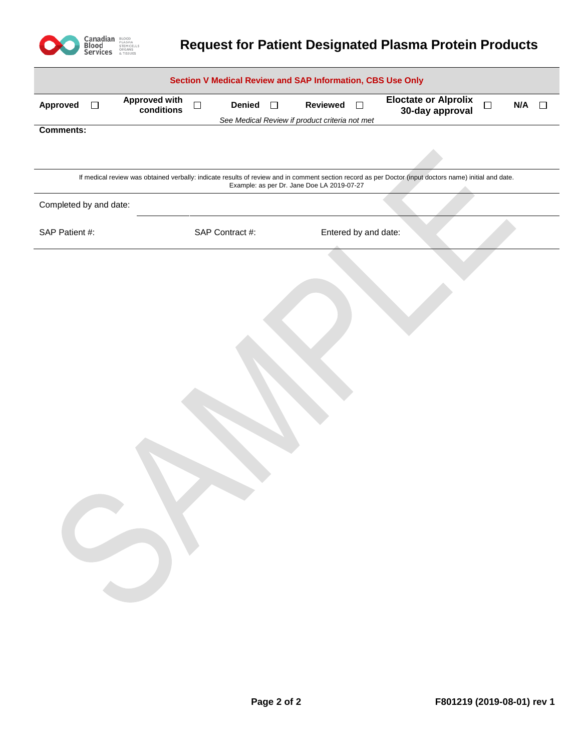# Request for Patient Designated Plasma Protein Products

## Section V Medical Review and SAP Information, CBS Use Only

| | | | | | |
|---|---|---|---|---|---|
| **Approved** ☐ | **Approved with conditions** ☐ | **Denied** ☐ | **Reviewed** ☐ | **Eloctate or Alprolix 30-day approval** ☐ | **N/A** ☐ |

*See Medical Review if product criteria not met*

**Comments:**

If medical review was obtained verbally: indicate results of review and in comment section record as per Doctor (input doctors name) initial and date.
Example: as per Dr. Jane Doe LA 2019-07-27

Completed by and date:

SAP Patient #: SAP Contract #: Entered by and date:

SAMPLE

F801219 (2019-08-01) rev 1